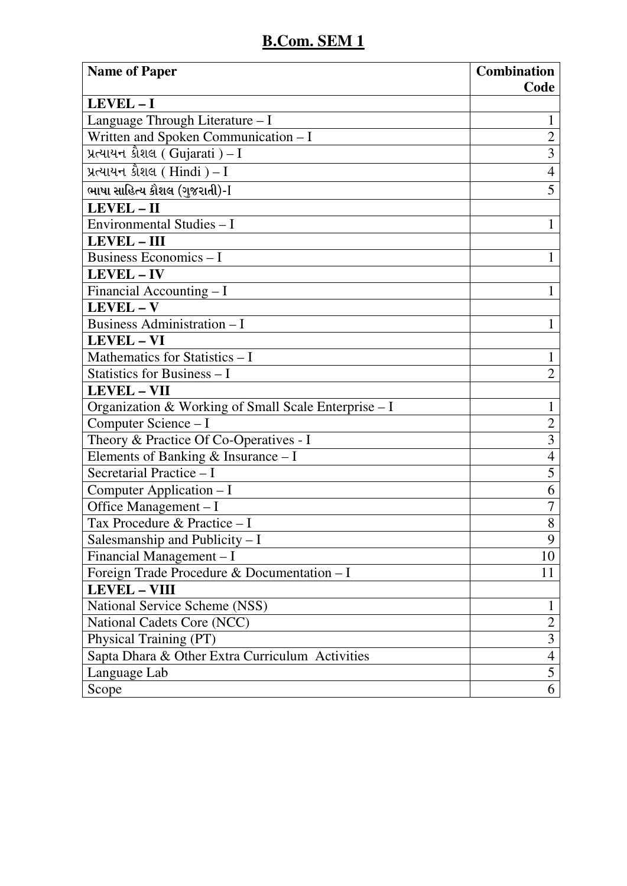# B.Com. SEM 1

| Name of Paper | Combination Code |
|---|---|
| **LEVEL – I** | |
| Language Through Literature – I | 1 |
| Written and Spoken Communication – I | 2 |
| પ્રત્યાયન કૌશલ ( Gujarati ) – I | 3 |
| પ્રત્યાયન કૌશલ ( Hindi ) – I | 4 |
| ભાષા સાહિત્ય કૌશલ (ગુજરાતી)-I | 5 |
| **LEVEL – II** | |
| Environmental Studies – I | 1 |
| **LEVEL – III** | |
| Business Economics – I | 1 |
| **LEVEL – IV** | |
| Financial Accounting – I | 1 |
| **LEVEL – V** | |
| Business Administration – I | 1 |
| **LEVEL – VI** | |
| Mathematics for Statistics – I | 1 |
| Statistics for Business – I | 2 |
| **LEVEL – VII** | |
| Organization & Working of Small Scale Enterprise – I | 1 |
| Computer Science – I | 2 |
| Theory & Practice Of Co-Operatives - I | 3 |
| Elements of Banking & Insurance – I | 4 |
| Secretarial Practice – I | 5 |
| Computer Application – I | 6 |
| Office Management – I | 7 |
| Tax Procedure & Practice – I | 8 |
| Salesmanship and Publicity – I | 9 |
| Financial Management – I | 10 |
| Foreign Trade Procedure & Documentation – I | 11 |
| **LEVEL – VIII** | |
| National Service Scheme (NSS) | 1 |
| National Cadets Core (NCC) | 2 |
| Physical Training (PT) | 3 |
| Sapta Dhara & Other Extra Curriculum Activities | 4 |
| Language Lab | 5 |
| Scope | 6 |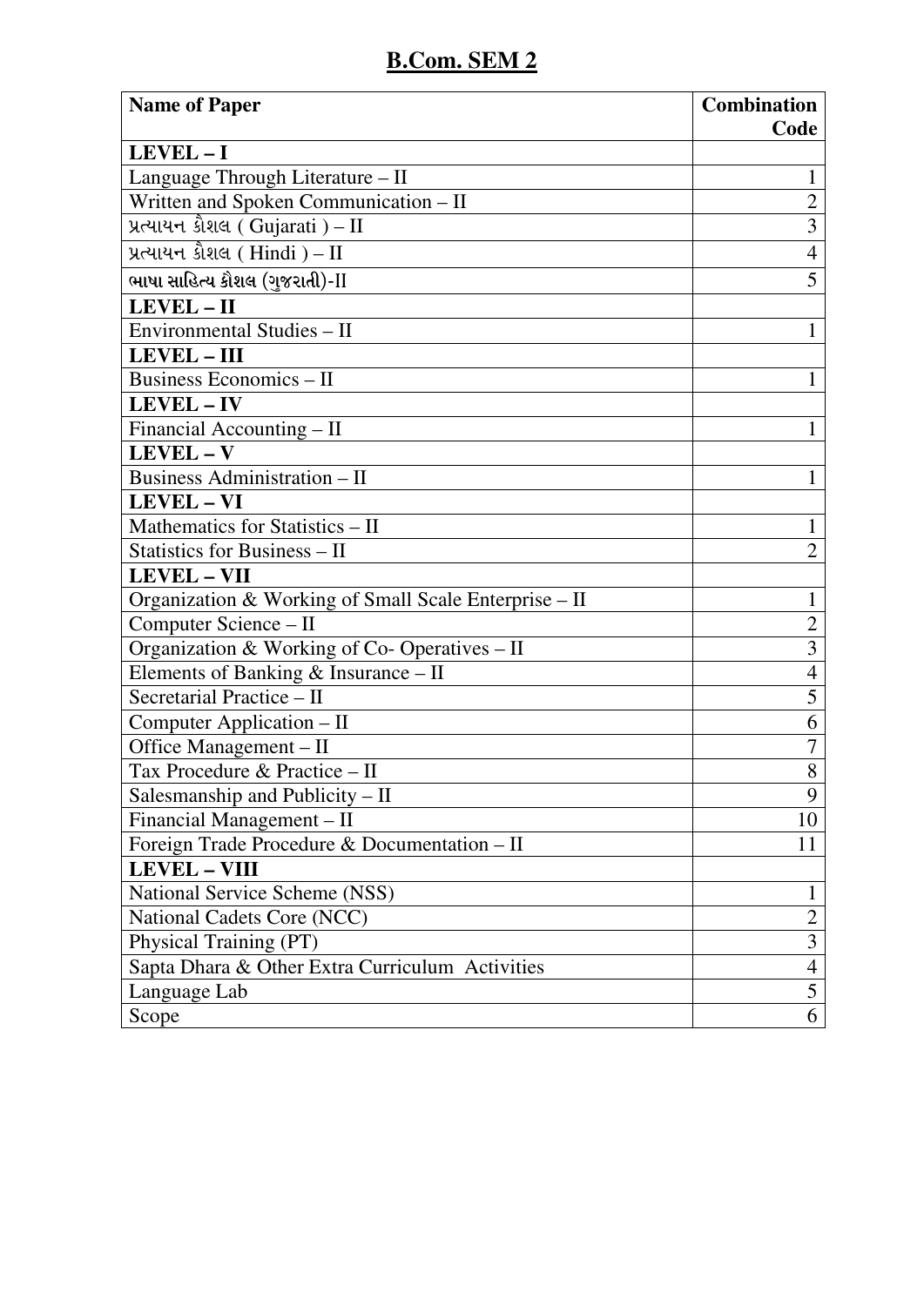# B.Com. SEM 2

| Name of Paper | Combination Code |
|---|---|
| **LEVEL – I** | |
| Language Through Literature – II | 1 |
| Written and Spoken Communication – II | 2 |
| પ્રત્યાયન કૌશલ ( Gujarati ) – II | 3 |
| પ્રત્યાયન કૌશલ ( Hindi ) – II | 4 |
| ભાષા સાહિત્ય કૌશલ (ગુજરાતી)-II | 5 |
| **LEVEL – II** | |
| Environmental Studies – II | 1 |
| **LEVEL – III** | |
| Business Economics – II | 1 |
| **LEVEL – IV** | |
| Financial Accounting – II | 1 |
| **LEVEL – V** | |
| Business Administration – II | 1 |
| **LEVEL – VI** | |
| Mathematics for Statistics – II | 1 |
| Statistics for Business – II | 2 |
| **LEVEL – VII** | |
| Organization & Working of Small Scale Enterprise – II | 1 |
| Computer Science – II | 2 |
| Organization & Working of Co- Operatives – II | 3 |
| Elements of Banking & Insurance – II | 4 |
| Secretarial Practice – II | 5 |
| Computer Application – II | 6 |
| Office Management – II | 7 |
| Tax Procedure & Practice – II | 8 |
| Salesmanship and Publicity – II | 9 |
| Financial Management – II | 10 |
| Foreign Trade Procedure & Documentation – II | 11 |
| **LEVEL – VIII** | |
| National Service Scheme (NSS) | 1 |
| National Cadets Core (NCC) | 2 |
| Physical Training (PT) | 3 |
| Sapta Dhara & Other Extra Curriculum Activities | 4 |
| Language Lab | 5 |
| Scope | 6 |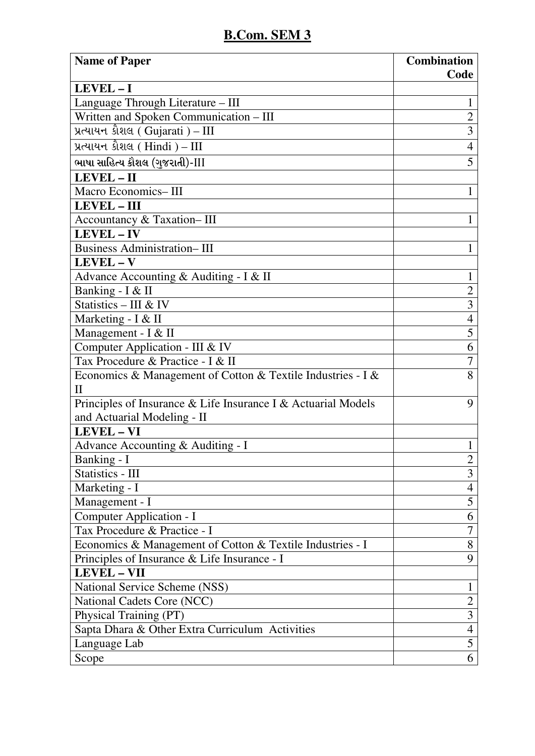# B.Com. SEM 3

| Name of Paper | Combination Code |
|---|---|
| **LEVEL – I** | |
| Language Through Literature – III | 1 |
| Written and Spoken Communication – III | 2 |
| પ્રત્યાયન કૌશલ ( Gujarati ) – III | 3 |
| પ્રત્યાયન કૌશલ ( Hindi ) – III | 4 |
| ભાષા સાહિત્ય કૌશલ (ગુજરાતી)-III | 5 |
| **LEVEL – II** | |
| Macro Economics– III | 1 |
| **LEVEL – III** | |
| Accountancy & Taxation– III | 1 |
| **LEVEL – IV** | |
| Business Administration– III | 1 |
| **LEVEL – V** | |
| Advance Accounting & Auditing - I & II | 1 |
| Banking - I & II | 2 |
| Statistics – III & IV | 3 |
| Marketing - I & II | 4 |
| Management - I & II | 5 |
| Computer Application - III & IV | 6 |
| Tax Procedure & Practice - I & II | 7 |
| Economics & Management of Cotton & Textile Industries - I & II | 8 |
| Principles of Insurance & Life Insurance I & Actuarial Models and Actuarial Modeling - II | 9 |
| **LEVEL – VI** | |
| Advance Accounting & Auditing - I | 1 |
| Banking - I | 2 |
| Statistics - III | 3 |
| Marketing - I | 4 |
| Management - I | 5 |
| Computer Application - I | 6 |
| Tax Procedure & Practice - I | 7 |
| Economics & Management of Cotton & Textile Industries - I | 8 |
| Principles of Insurance & Life Insurance - I | 9 |
| **LEVEL – VII** | |
| National Service Scheme (NSS) | 1 |
| National Cadets Core (NCC) | 2 |
| Physical Training (PT) | 3 |
| Sapta Dhara & Other Extra Curriculum Activities | 4 |
| Language Lab | 5 |
| Scope | 6 |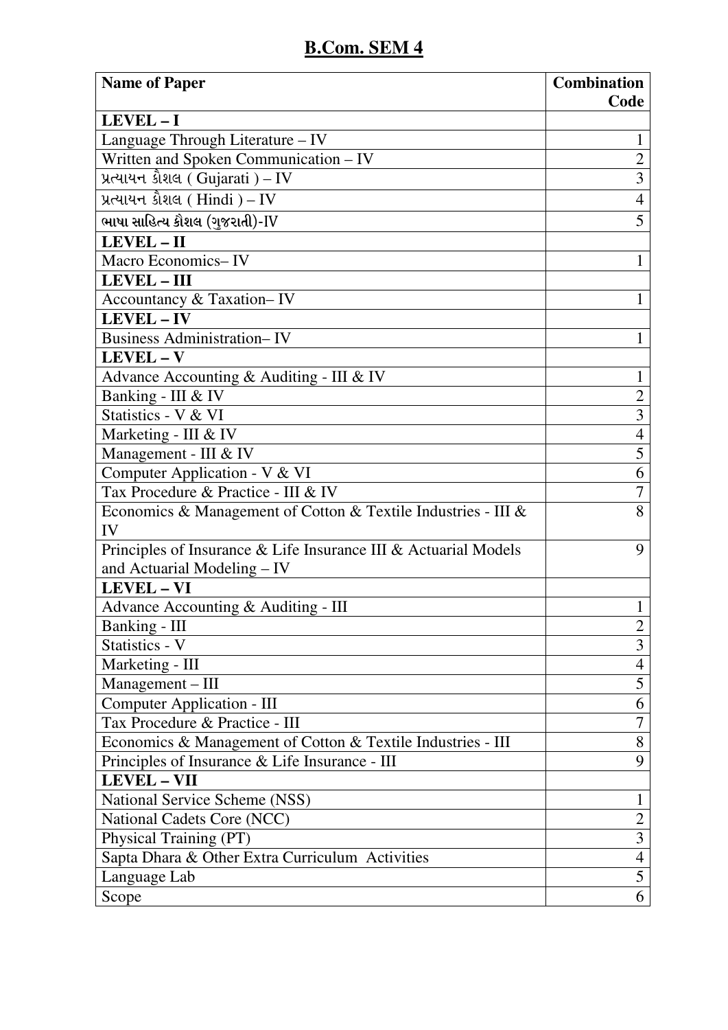## B.Com. SEM 4

| Name of Paper | Combination Code |
| --- | --- |
| **LEVEL – I** | |
| Language Through Literature – IV | 1 |
| Written and Spoken Communication – IV | 2 |
| પ્રત્યાયન કૌશલ ( Gujarati ) – IV | 3 |
| પ્રત્યાયન કૌશલ ( Hindi ) – IV | 4 |
| ભાષા સાહિત્ય કૌશલ (ગુજરાતી)-IV | 5 |
| **LEVEL – II** | |
| Macro Economics– IV | 1 |
| **LEVEL – III** | |
| Accountancy & Taxation– IV | 1 |
| **LEVEL – IV** | |
| Business Administration– IV | 1 |
| **LEVEL – V** | |
| Advance Accounting & Auditing - III & IV | 1 |
| Banking - III & IV | 2 |
| Statistics - V & VI | 3 |
| Marketing - III & IV | 4 |
| Management - III & IV | 5 |
| Computer Application - V & VI | 6 |
| Tax Procedure & Practice - III & IV | 7 |
| Economics & Management of Cotton & Textile Industries - III & IV | 8 |
| Principles of Insurance & Life Insurance III & Actuarial Models and Actuarial Modeling – IV | 9 |
| **LEVEL – VI** | |
| Advance Accounting & Auditing - III | 1 |
| Banking - III | 2 |
| Statistics - V | 3 |
| Marketing - III | 4 |
| Management – III | 5 |
| Computer Application - III | 6 |
| Tax Procedure & Practice - III | 7 |
| Economics & Management of Cotton & Textile Industries - III | 8 |
| Principles of Insurance & Life Insurance - III | 9 |
| **LEVEL – VII** | |
| National Service Scheme (NSS) | 1 |
| National Cadets Core (NCC) | 2 |
| Physical Training (PT) | 3 |
| Sapta Dhara & Other Extra Curriculum Activities | 4 |
| Language Lab | 5 |
| Scope | 6 |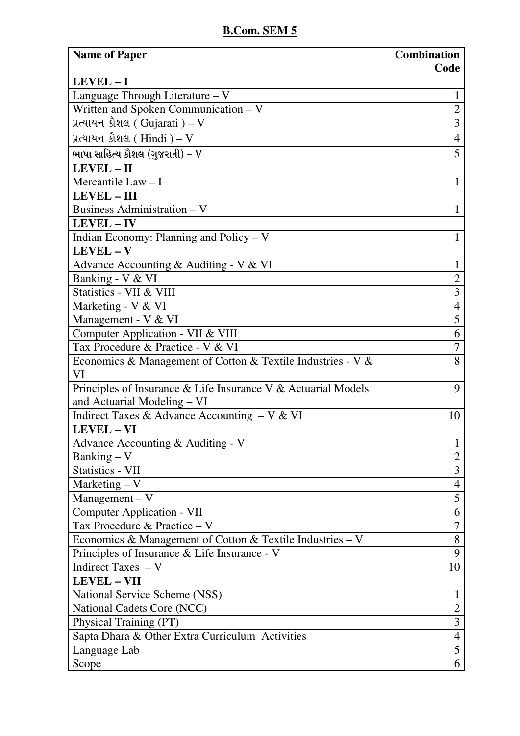# B.Com. SEM 5

| Name of Paper | Combination Code |
|---|---|
| **LEVEL – I** | |
| Language Through Literature – V | 1 |
| Written and Spoken Communication – V | 2 |
| પ્રત્યાયન કૌશલ ( Gujarati ) – V | 3 |
| પ્રત્યાયન કૌશલ ( Hindi ) – V | 4 |
| ભાષા સાહિત્ય કૌશલ (ગુજરાતી) – V | 5 |
| **LEVEL – II** | |
| Mercantile Law – I | 1 |
| **LEVEL – III** | |
| Business Administration – V | 1 |
| **LEVEL – IV** | |
| Indian Economy: Planning and Policy – V | 1 |
| **LEVEL – V** | |
| Advance Accounting & Auditing - V & VI | 1 |
| Banking - V & VI | 2 |
| Statistics - VII & VIII | 3 |
| Marketing - V & VI | 4 |
| Management - V & VI | 5 |
| Computer Application - VII & VIII | 6 |
| Tax Procedure & Practice - V & VI | 7 |
| Economics & Management of Cotton & Textile Industries - V & VI | 8 |
| Principles of Insurance & Life Insurance V & Actuarial Models and Actuarial Modeling – VI | 9 |
| Indirect Taxes & Advance Accounting – V & VI | 10 |
| **LEVEL – VI** | |
| Advance Accounting & Auditing - V | 1 |
| Banking – V | 2 |
| Statistics - VII | 3 |
| Marketing – V | 4 |
| Management – V | 5 |
| Computer Application - VII | 6 |
| Tax Procedure & Practice – V | 7 |
| Economics & Management of Cotton & Textile Industries – V | 8 |
| Principles of Insurance & Life Insurance - V | 9 |
| Indirect Taxes – V | 10 |
| **LEVEL – VII** | |
| National Service Scheme (NSS) | 1 |
| National Cadets Core (NCC) | 2 |
| Physical Training (PT) | 3 |
| Sapta Dhara & Other Extra Curriculum Activities | 4 |
| Language Lab | 5 |
| Scope | 6 |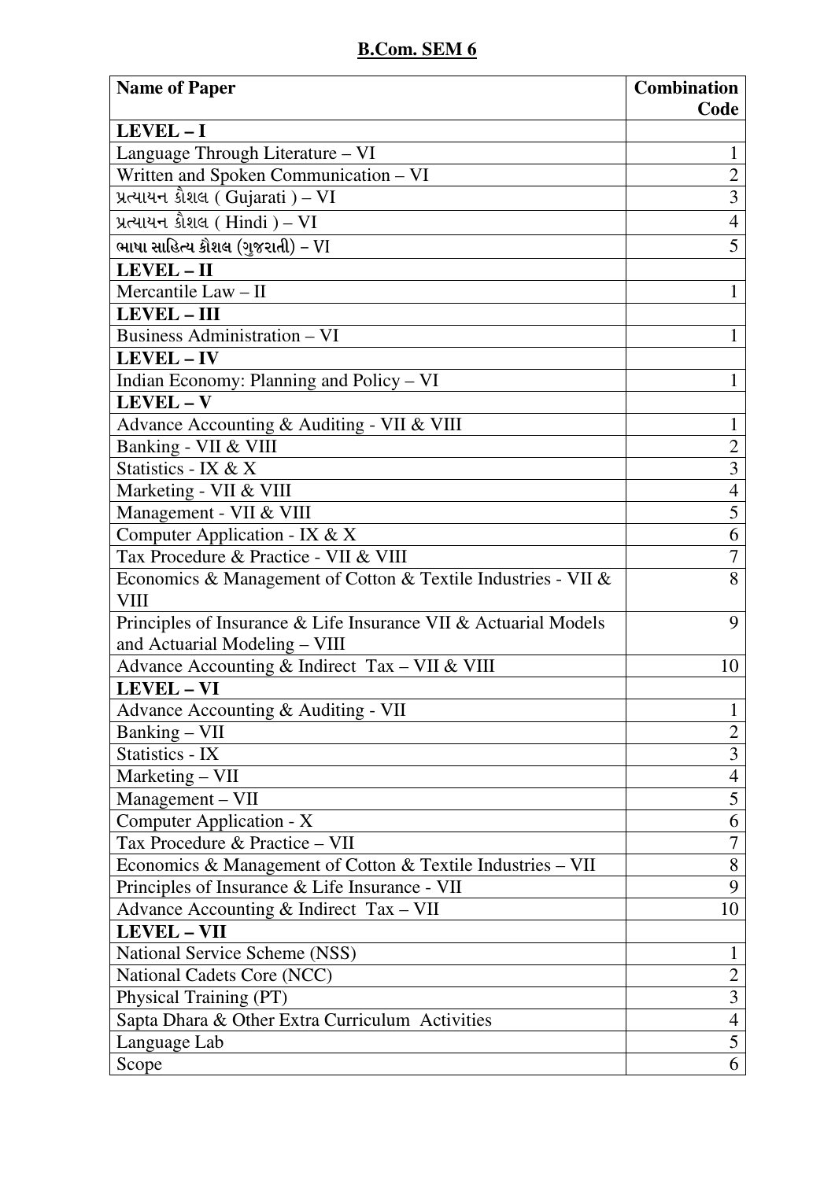## B.Com. SEM 6

| Name of Paper | Combination Code |
|---|---|
| **LEVEL – I** | |
| Language Through Literature – VI | 1 |
| Written and Spoken Communication – VI | 2 |
| પ્રત્યાયન કૌશલ ( Gujarati ) – VI | 3 |
| પ્રત્યાયન કૌશલ ( Hindi ) – VI | 4 |
| ભાષા સાહિત્ય કૌશલ (ગુજરાતી) – VI | 5 |
| **LEVEL – II** | |
| Mercantile Law – II | 1 |
| **LEVEL – III** | |
| Business Administration – VI | 1 |
| **LEVEL – IV** | |
| Indian Economy: Planning and Policy – VI | 1 |
| **LEVEL – V** | |
| Advance Accounting & Auditing - VII & VIII | 1 |
| Banking - VII & VIII | 2 |
| Statistics - IX & X | 3 |
| Marketing - VII & VIII | 4 |
| Management - VII & VIII | 5 |
| Computer Application - IX & X | 6 |
| Tax Procedure & Practice - VII & VIII | 7 |
| Economics & Management of Cotton & Textile Industries - VII & VIII | 8 |
| Principles of Insurance & Life Insurance VII & Actuarial Models and Actuarial Modeling – VIII | 9 |
| Advance Accounting & Indirect Tax – VII & VIII | 10 |
| **LEVEL – VI** | |
| Advance Accounting & Auditing - VII | 1 |
| Banking – VII | 2 |
| Statistics - IX | 3 |
| Marketing – VII | 4 |
| Management – VII | 5 |
| Computer Application - X | 6 |
| Tax Procedure & Practice – VII | 7 |
| Economics & Management of Cotton & Textile Industries – VII | 8 |
| Principles of Insurance & Life Insurance - VII | 9 |
| Advance Accounting & Indirect Tax – VII | 10 |
| **LEVEL – VII** | |
| National Service Scheme (NSS) | 1 |
| National Cadets Core (NCC) | 2 |
| Physical Training (PT) | 3 |
| Sapta Dhara & Other Extra Curriculum Activities | 4 |
| Language Lab | 5 |
| Scope | 6 |